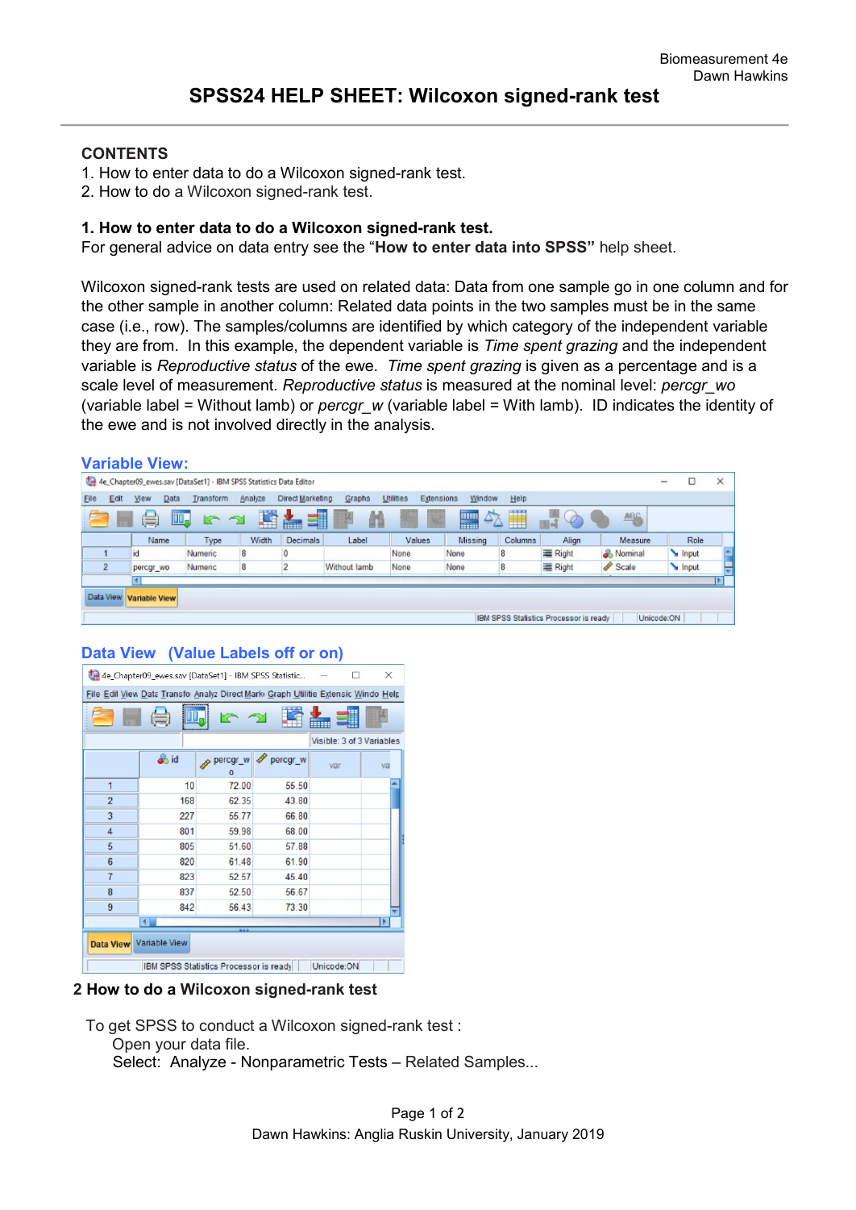Biomeasurement 4e
Dawn Hawkins

# SPSS24 HELP SHEET: Wilcoxon signed-rank test

**CONTENTS**

1. How to enter data to do a Wilcoxon signed-rank test.
2. How to do a Wilcoxon signed-rank test.

## 1. How to enter data to do a Wilcoxon signed-rank test.

For general advice on data entry see the "**How to enter data into SPSS"** help sheet.

Wilcoxon signed-rank tests are used on related data: Data from one sample go in one column and for the other sample in another column: Related data points in the two samples must be in the same case (i.e., row). The samples/columns are identified by which category of the independent variable they are from. In this example, the dependent variable is *Time spent grazing* and the independent variable is *Reproductive status* of the ewe. *Time spent grazing* is given as a percentage and is a scale level of measurement. *Reproductive status* is measured at the nominal level: *percgr_wo* (variable label = Without lamb) or *percgr_w* (variable label = With lamb). ID indicates the identity of the ewe and is not involved directly in the analysis.

### Variable View:

4e_Chapter09_ewes.sav [DataSet1] - IBM SPSS Statistics Data Editor

| | Name | Type | Width | Decimals | Label | Values | Missing | Columns | Align | Measure | Role |
|---|---|---|---|---|---|---|---|---|---|---|---|
| 1 | id | Numeric | 8 | 0 | | None | None | 8 | Right | Nominal | Input |
| 2 | percgr_wo | Numeric | 8 | 2 | Without lamb | None | None | 8 | Right | Scale | Input |

### Data View (Value Labels off or on)

4e_Chapter09_ewes.sav [DataSet1] - IBM SPSS Statistic...

Visible: 3 of 3 Variables

| | id | percgr_wo | percgr_w |
|---|---|---|---|
| 1 | 10 | 72.00 | 55.50 |
| 2 | 168 | 62.35 | 43.80 |
| 3 | 227 | 55.77 | 66.80 |
| 4 | 801 | 59.98 | 68.00 |
| 5 | 805 | 51.60 | 57.88 |
| 6 | 820 | 61.48 | 61.90 |
| 7 | 823 | 52.57 | 45.40 |
| 8 | 837 | 52.50 | 56.67 |
| 9 | 842 | 56.43 | 73.30 |

## 2 How to do a Wilcoxon signed-rank test

To get SPSS to conduct a Wilcoxon signed-rank test :

Open your data file.

Select: Analyze - Nonparametric Tests – Related Samples...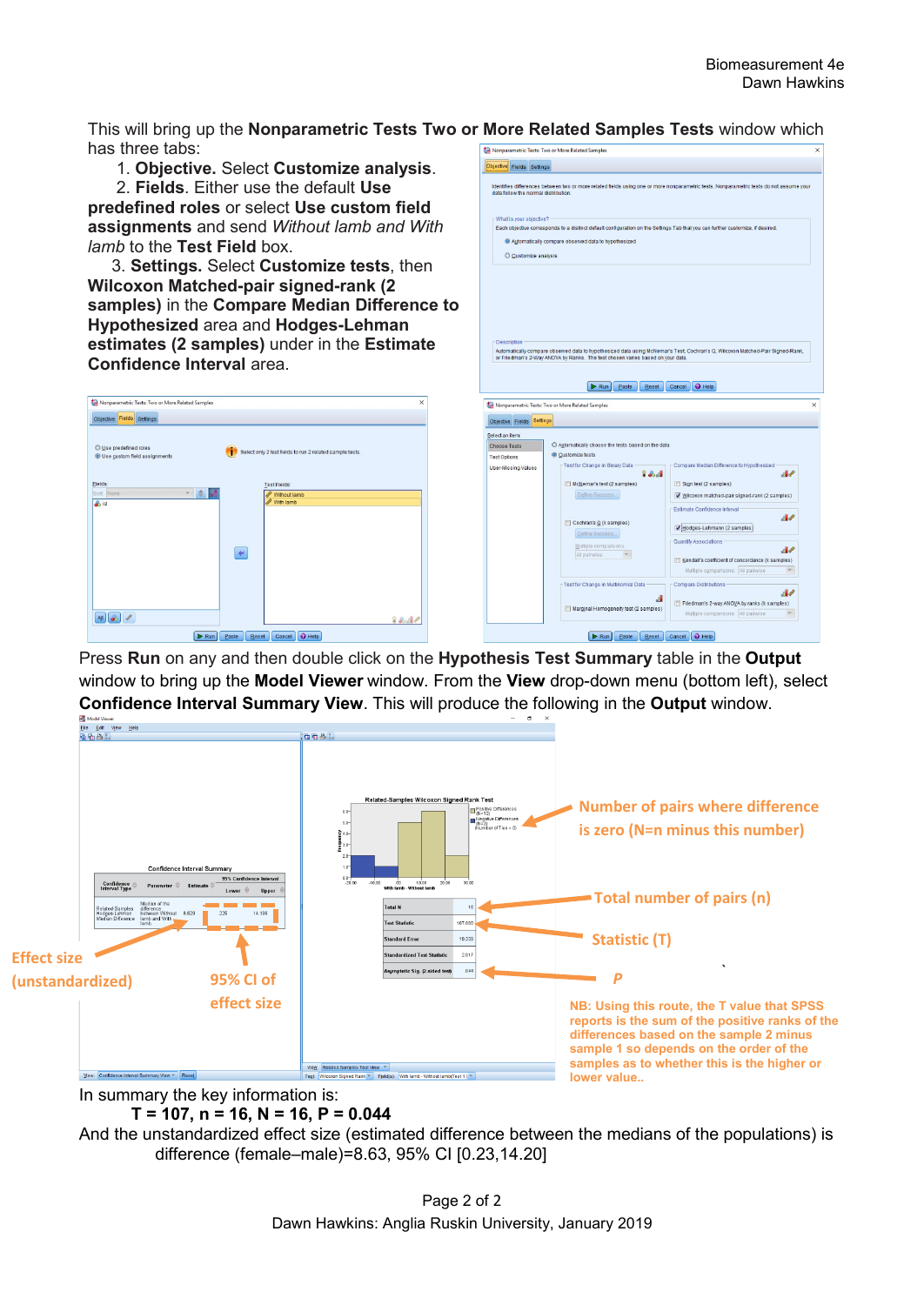This will bring up the **Nonparametric Tests Two or More Related Samples Tests** window which has three tabs:

1. **Objective.** Select **Customize analysis**.
2. **Fields**. Either use the default **Use predefined roles** or select **Use custom field assignments** and send *Without lamb and With lamb* to the **Test Field** box.
3. **Settings.** Select **Customize tests**, then **Wilcoxon Matched-pair signed-rank (2 samples)** in the **Compare Median Difference to Hypothesized** area and **Hodges-Lehman estimates (2 samples)** under in the **Estimate Confidence Interval** area.

Press **Run** on any and then double click on the **Hypothesis Test Summary** table in the **Output** window to bring up the **Model Viewer** window. From the **View** drop-down menu (bottom left), select **Confidence Interval Summary View**. This will produce the following in the **Output** window.

Number of pairs where difference is zero (N=n minus this number)

Total number of pairs (n)

Statistic (T)

P

Effect size (unstandardized)

95% CI of effect size

NB: Using this route, the T value that SPSS reports is the sum of the positive ranks of the differences based on the sample 2 minus sample 1 so depends on the order of the samples as to whether this is the higher or lower value..

In summary the key information is:

**T = 107, n = 16, N = 16, P = 0.044**

And the unstandardized effect size (estimated difference between the medians of the populations) is difference (female–male)=8.63, 95% CI [0.23,14.20]